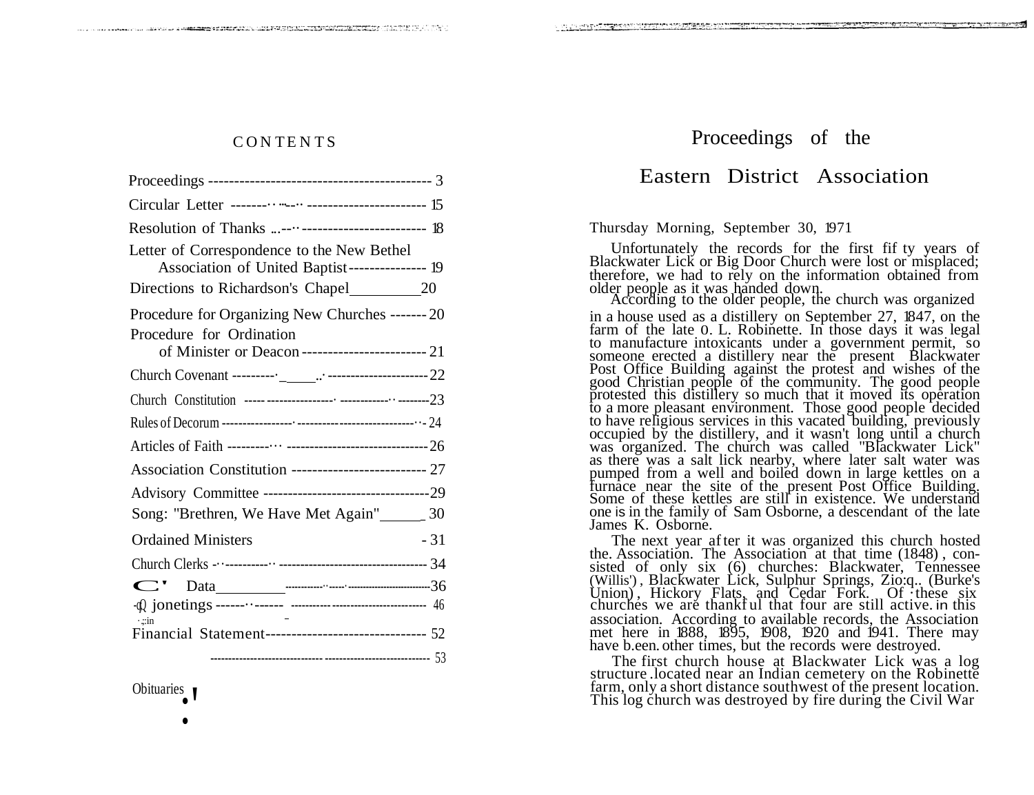## CONTENTS

| | |
|---|---|
| Proceedings | 3 |
| Circular Letter | 15 |
| Resolution of Thanks | 18 |
| Letter of Correspondence to the New Bethel Association of United Baptist | 19 |
| Directions to Richardson's Chapel | 20 |
| Procedure for Organizing New Churches | 20 |
| Procedure for Ordination of Minister or Deacon | 21 |
| Church Covenant | 22 |
| Church Constitution | 23 |
| Rules of Decorum | 24 |
| Articles of Faith | 26 |
| Association Constitution | 27 |
| Advisory Committee | 29 |
| Song: "Brethren, We Have Met Again" | 30 |
| Ordained Ministers | 31 |
| Church Clerks | 34 |
| C' Data | 36 |
| -Q jonetings | 46 |
| Financial Statement | 52 |
| | 53 |
| Obituaries | |

# Proceedings of the Eastern District Association

Thursday Morning, September 30, 1971

Unfortunately the records for the first fif ty years of Blackwater Lick or Big Door Church were lost or misplaced; therefore, we had to rely on the information obtained from older people as it was handed down.

According to the older people, the church was organized in a house used as a distillery on September 27, 1847, on the farm of the late O. L. Robinette. In those days it was legal to manufacture intoxicants under a government permit, so someone erected a distillery near the present Blackwater Post Office Building against the protest and wishes of the good Christian people of the community. The good people protested this distillery so much that it moved its operation to a more pleasant environment. Those good people decided to have religious services in this vacated building, previously occupied by the distillery, and it wasn't long until a church was organized. The church was called "Blackwater Lick" as there was a salt lick nearby, where later salt water was pumped from a well and boiled down in large kettles on a furnace near the site of the present Post Office Building. Some of these kettles are still in existence. We understand one is in the family of Sam Osborne, a descendant of the late James K. Osborne.

The next year af ter it was organized this church hosted the. Association. The Association at that time (1848), consisted of only six (6) churches: Blackwater, Tennessee (Willis'), Blackwater Lick, Sulphur Springs, Zion (Burke's Union), Hickory Flats, and Cedar Fork. Of these six churches we are thankful that four are still active. in this association. According to available records, the Association met here in 1888, 1895, 1908, 1920 and 1941. There may have been. other times, but the records were destroyed.

The first church house at Blackwater Lick was a log structure located near an Indian cemetery on the Robinette farm, only a short distance southwest of the present location. This log church was destroyed by fire during the Civil War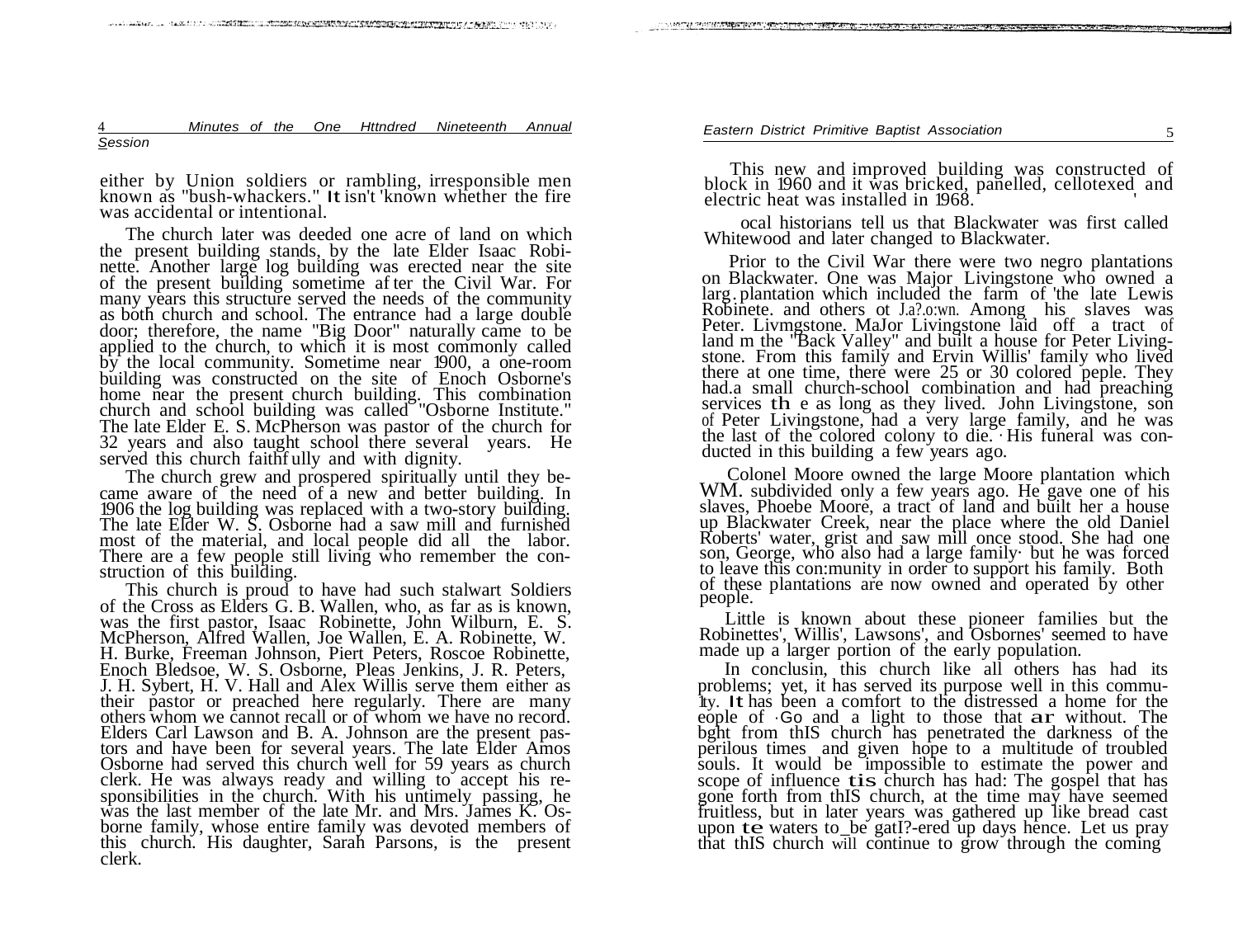either by Union soldiers or rambling, irresponsible men known as "bush-whackers." It isn't 'known whether the fire was accidental or intentional.

The church later was deeded one acre of land on which the present building stands, by the late Elder Isaac Robinette. Another large log building was erected near the site of the present building sometime af ter the Civil War. For many years this structure served the needs of the community as both church and school. The entrance had a large double door; therefore, the name "Big Door" naturally came to be applied to the church, to which it is most commonly called by the local community. Sometime near 1900, a one-room building was constructed on the site of Enoch Osborne's home near the present church building. This combination church and school building was called "Osborne Institute." The late Elder E. S. McPherson was pastor of the church for 32 years and also taught school there several years. He served this church faithf ully and with dignity.

The church grew and prospered spiritually until they became aware of the need of a new and better building. In 1906 the log building was replaced with a two-story building. The late Elder W. S. Osborne had a saw mill and furnished most of the material, and local people did all the labor. There are a few people still living who remember the construction of this building.

This church is proud to have had such stalwart Soldiers of the Cross as Elders G. B. Wallen, who, as far as is known, was the first pastor, Isaac Robinette, John Wilburn, E. S. McPherson, Alfred Wallen, Joe Wallen, E. A. Robinette, W. H. Burke, Freeman Johnson, Piert Peters, Roscoe Robinette, Enoch Bledsoe, W. S. Osborne, Pleas Jenkins, J. R. Peters, J. H. Sybert, H. V. Hall and Alex Willis serve them either as their pastor or preached here regularly. There are many others whom we cannot recall or of whom we have no record. Elders Carl Lawson and B. A. Johnson are the present pastors and have been for several years. The late Elder Amos Osborne had served this church well for 59 years as church clerk. He was always ready and willing to accept his responsibilities in the church. With his untimely passing, he was the last member of the late Mr. and Mrs. James K. Osborne family, whose entire family was devoted members of this church. His daughter, Sarah Parsons, is the present clerk.

This new and improved building was constructed of block in 1960 and it was bricked, panelled, cellotexed and electric heat was installed in 1968.

ocal historians tell us that Blackwater was first called Whitewood and later changed to Blackwater.

Prior to the Civil War there were two negro plantations on Blackwater. One was Major Livingstone who owned a larg. plantation which included the farm of 'the late Lewis Robinete. and others ot J.a?.o:wn. Among his slaves was Peter. Livmgstone. MaJor Livingstone laid off a tract of land m the "Back Valley" and built a house for Peter Livingstone. From this family and Ervin Willis' family who lived there at one time, there were 25 or 30 colored peple. They had.a small church-school combination and had preaching services th e as long as they lived. John Livingstone, son of Peter Livingstone, had a very large family, and he was the last of the colored colony to die. His funeral was conducted in this building a few years ago.

Colonel Moore owned the large Moore plantation which WM. subdivided only a few years ago. He gave one of his slaves, Phoebe Moore, a tract of land and built her a house up Blackwater Creek, near the place where the old Daniel Roberts' water, grist and saw mill once stood. She had one son, George, who also had a large family· but he was forced to leave this con:munity in order to support his family. Both of these plantations are now owned and operated by other people.

Little is known about these pioneer families but the Robinettes', Willis', Lawsons', and Osbornes' seemed to have made up a larger portion of the early population.

In conclusin, this church like all others has had its problems; yet, it has served its purpose well in this commu1ty. It has been a comfort to the distressed a home for the eople of ·Go and a light to those that ar without. The bght from thIS church has penetrated the darkness of the perilous times and given hope to a multitude of troubled souls. It would be impossible to estimate the power and scope of influence tis church has had: The gospel that has gone forth from thIS church, at the time may have seemed fruitless, but in later years was gathered up like bread cast upon te waters to_be gatI?-ered up days hence. Let us pray that thIS church will continue to grow through the coming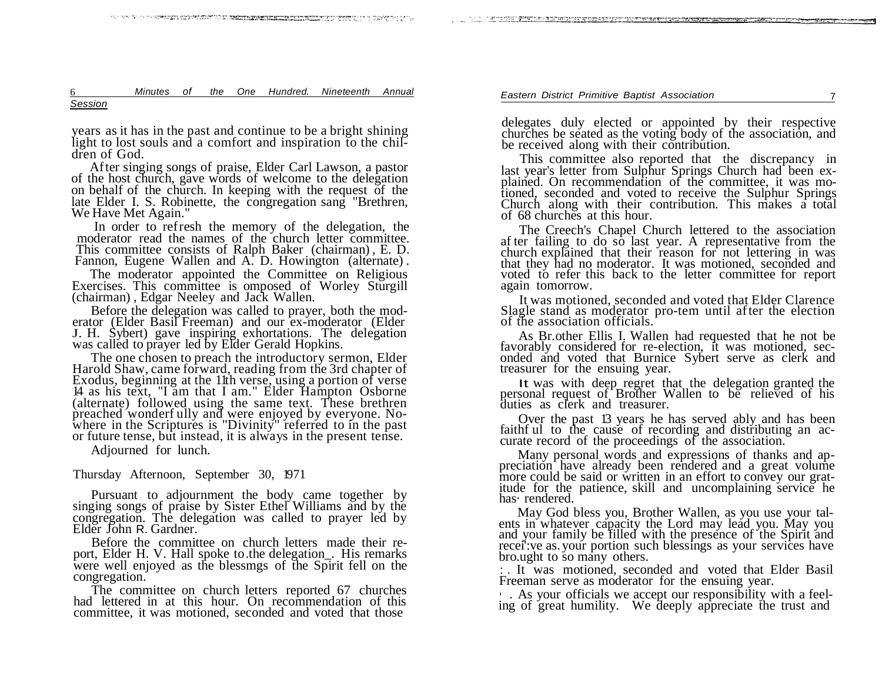years as it has in the past and continue to be a bright shining light to lost souls and a comfort and inspiration to the children of God.

After singing songs of praise, Elder Carl Lawson, a pastor of the host church, gave words of welcome to the delegation on behalf of the church. In keeping with the request of the late Elder I. S. Robinette, the congregation sang "Brethren, We Have Met Again."

In order to refresh the memory of the delegation, the moderator read the names of the church letter committee. This committee consists of Ralph Baker (chairman), E. D. Fannon, Eugene Wallen and A. D. Howington (alternate).

The moderator appointed the Committee on Religious Exercises. This committee is omposed of Worley Sturgill (chairman), Edgar Neeley and Jack Wallen.

Before the delegation was called to prayer, both the moderator (Elder Basil Freeman) and our ex-moderator (Elder J. H. Sybert) gave inspiring exhortations. The delegation was called to prayer led by Elder Gerald Hopkins.

The one chosen to preach the introductory sermon, Elder Harold Shaw, came forward, reading from the 3rd chapter of Exodus, beginning at the 11th verse, using a portion of verse 14 as his text, "I am that I am." Elder Hampton Osborne (alternate) followed using the same text. These brethren preached wonderfully and were enjoyed by everyone. Nowhere in the Scriptures is "Divinity" referred to in the past or future tense, but instead, it is always in the present tense.

Adjourned for lunch.

Thursday Afternoon, September 30, 1971

Pursuant to adjournment the body came together by singing songs of praise by Sister Ethel Williams and by the congregation. The delegation was called to prayer led by Elder John R. Gardner.

Before the committee on church letters made their report, Elder H. V. Hall spoke to the delegation. His remarks were well enjoyed as the blessmgs of the Spirit fell on the congregation.

The committee on church letters reported 67 churches had lettered in at this hour. On recommendation of this committee, it was motioned, seconded and voted that those delegates duly elected or appointed by their respective churches be seated as the voting body of the association, and be received along with their contribution.

This committee also reported that the discrepancy in last year's letter from Sulphur Springs Church had been explained. On recommendation of the committee, it was motioned, seconded and voted to receive the Sulphur Springs Church along with their contribution. This makes a total of 68 churches at this hour.

The Creech's Chapel Church lettered to the association after failing to do so last year. A representative from the church explained that their reason for not lettering in was that they had no moderator. It was motioned, seconded and voted to refer this back to the letter committee for report again tomorrow.

It was motioned, seconded and voted that Elder Clarence Slagle stand as moderator pro-tem until after the election of the association officials.

As Brother Ellis I. Wallen had requested that he not be favorably considered for re-election, it was motioned, seconded and voted that Burnice Sybert serve as clerk and treasurer for the ensuing year.

It was with deep regret that the delegation granted the personal request of Brother Wallen to be relieved of his duties as clerk and treasurer.

Over the past 13 years he has served ably and has been faithful to the cause of recording and distributing an accurate record of the proceedings of the association.

Many personal words and expressions of thanks and appreciation have already been rendered and a great volume more could be said or written in an effort to convey our gratitude for the patience, skill and uncomplaining service he has rendered.

May God bless you, Brother Wallen, as you use your talents in whatever capacity the Lord may lead you. May you and your family be filled with the presence of the Spirit and receive as your portion such blessings as your services have brought to so many others.

It was motioned, seconded and voted that Elder Basil Freeman serve as moderator for the ensuing year.

As your officials we accept our responsibility with a feeling of great humility. We deeply appreciate the trust and